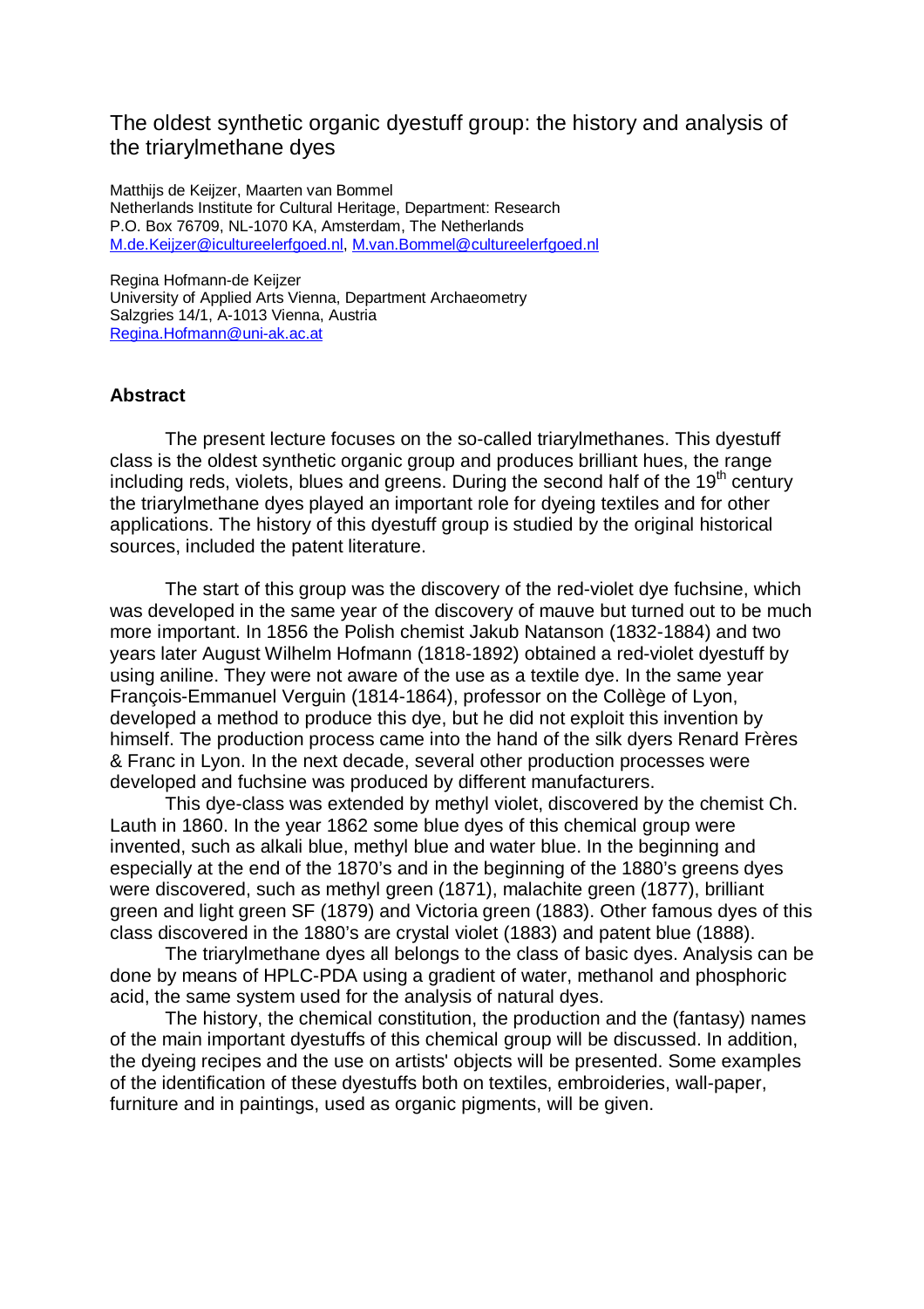# The oldest synthetic organic dyestuff group: the history and analysis of the triarylmethane dyes

Matthijs de Keijzer, Maarten van Bommel
Netherlands Institute for Cultural Heritage, Department: Research
P.O. Box 76709, NL-1070 KA, Amsterdam, The Netherlands
M.de.Keijzer@icultureelerfgoed.nl, M.van.Bommel@cultureelerfgoed.nl

Regina Hofmann-de Keijzer
University of Applied Arts Vienna, Department Archaeometry
Salzgries 14/1, A-1013 Vienna, Austria
Regina.Hofmann@uni-ak.ac.at

## Abstract

The present lecture focuses on the so-called triarylmethanes. This dyestuff class is the oldest synthetic organic group and produces brilliant hues, the range including reds, violets, blues and greens. During the second half of the 19th century the triarylmethane dyes played an important role for dyeing textiles and for other applications. The history of this dyestuff group is studied by the original historical sources, included the patent literature.

The start of this group was the discovery of the red-violet dye fuchsine, which was developed in the same year of the discovery of mauve but turned out to be much more important. In 1856 the Polish chemist Jakub Natanson (1832-1884) and two years later August Wilhelm Hofmann (1818-1892) obtained a red-violet dyestuff by using aniline. They were not aware of the use as a textile dye. In the same year François-Emmanuel Verguin (1814-1864), professor on the Collège of Lyon, developed a method to produce this dye, but he did not exploit this invention by himself. The production process came into the hand of the silk dyers Renard Frères & Franc in Lyon. In the next decade, several other production processes were developed and fuchsine was produced by different manufacturers.

This dye-class was extended by methyl violet, discovered by the chemist Ch. Lauth in 1860. In the year 1862 some blue dyes of this chemical group were invented, such as alkali blue, methyl blue and water blue. In the beginning and especially at the end of the 1870's and in the beginning of the 1880's greens dyes were discovered, such as methyl green (1871), malachite green (1877), brilliant green and light green SF (1879) and Victoria green (1883). Other famous dyes of this class discovered in the 1880's are crystal violet (1883) and patent blue (1888).

The triarylmethane dyes all belongs to the class of basic dyes. Analysis can be done by means of HPLC-PDA using a gradient of water, methanol and phosphoric acid, the same system used for the analysis of natural dyes.

The history, the chemical constitution, the production and the (fantasy) names of the main important dyestuffs of this chemical group will be discussed. In addition, the dyeing recipes and the use on artists' objects will be presented. Some examples of the identification of these dyestuffs both on textiles, embroideries, wall-paper, furniture and in paintings, used as organic pigments, will be given.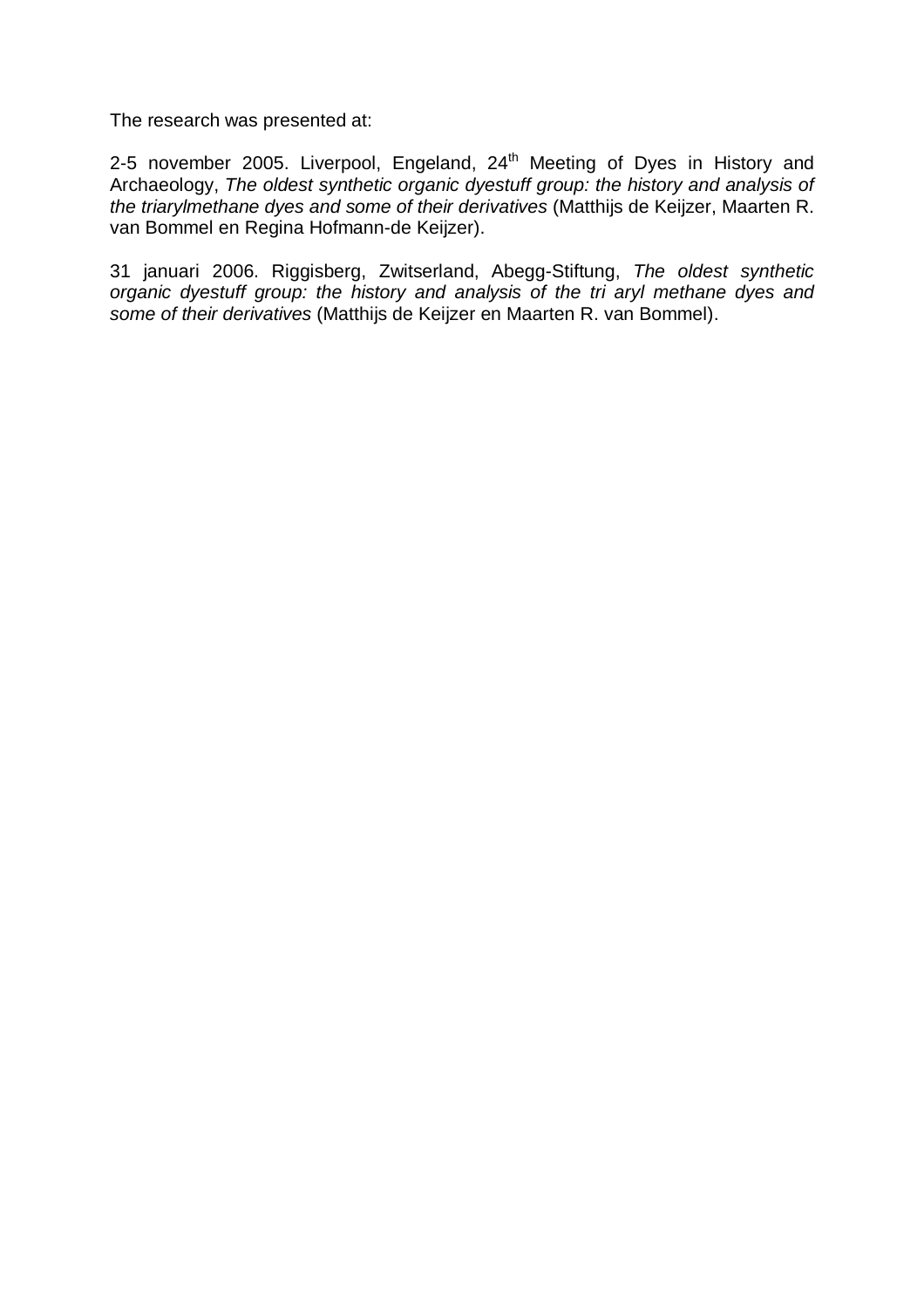The research was presented at:

2-5 november 2005. Liverpool, Engeland, 24$^{th}$ Meeting of Dyes in History and Archaeology, *The oldest synthetic organic dyestuff group: the history and analysis of the triarylmethane dyes and some of their derivatives* (Matthijs de Keijzer, Maarten R. van Bommel en Regina Hofmann-de Keijzer).

31 januari 2006. Riggisberg, Zwitserland, Abegg-Stiftung, *The oldest synthetic organic dyestuff group: the history and analysis of the tri aryl methane dyes and some of their derivatives* (Matthijs de Keijzer en Maarten R. van Bommel).